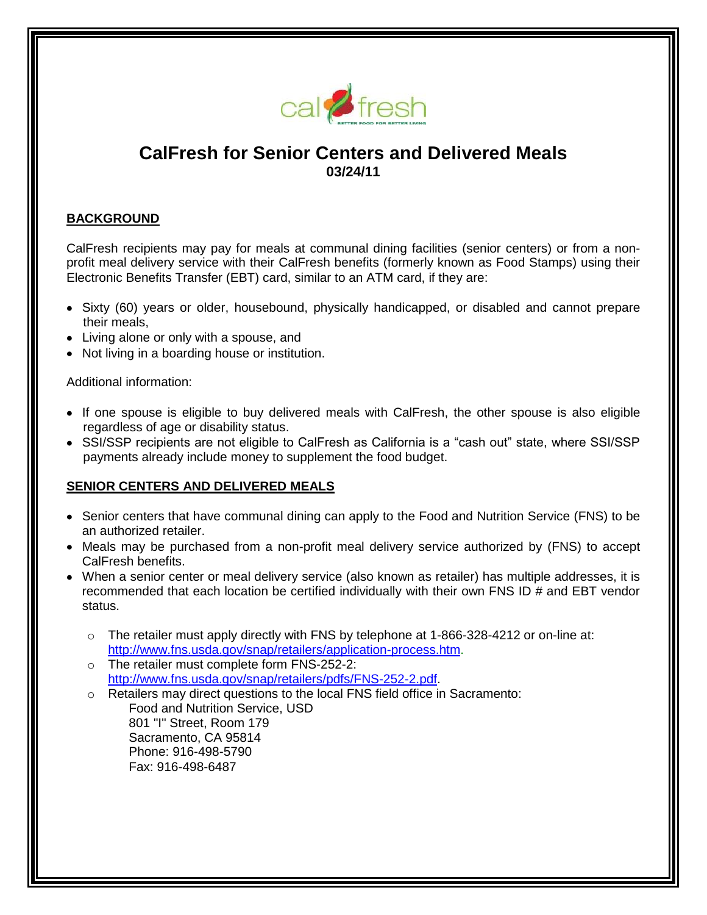# CalFresh for Senior Centers and Delivered Meals

**03/24/11**

## BACKGROUND

CalFresh recipients may pay for meals at communal dining facilities (senior centers) or from a non-profit meal delivery service with their CalFresh benefits (formerly known as Food Stamps) using their Electronic Benefits Transfer (EBT) card, similar to an ATM card, if they are:

- Sixty (60) years or older, housebound, physically handicapped, or disabled and cannot prepare their meals,
- Living alone or only with a spouse, and
- Not living in a boarding house or institution.

Additional information:

- If one spouse is eligible to buy delivered meals with CalFresh, the other spouse is also eligible regardless of age or disability status.
- SSI/SSP recipients are not eligible to CalFresh as California is a "cash out" state, where SSI/SSP payments already include money to supplement the food budget.

## SENIOR CENTERS AND DELIVERED MEALS

- Senior centers that have communal dining can apply to the Food and Nutrition Service (FNS) to be an authorized retailer.
- Meals may be purchased from a non-profit meal delivery service authorized by (FNS) to accept CalFresh benefits.
- When a senior center or meal delivery service (also known as retailer) has multiple addresses, it is recommended that each location be certified individually with their own FNS ID # and EBT vendor status.
  - The retailer must apply directly with FNS by telephone at 1-866-328-4212 or on-line at: http://www.fns.usda.gov/snap/retailers/application-process.htm.
  - The retailer must complete form FNS-252-2: http://www.fns.usda.gov/snap/retailers/pdfs/FNS-252-2.pdf.
  - Retailers may direct questions to the local FNS field office in Sacramento:
    
    Food and Nutrition Service, USD
    801 "I" Street, Room 179
    Sacramento, CA 95814
    Phone: 916-498-5790
    Fax: 916-498-6487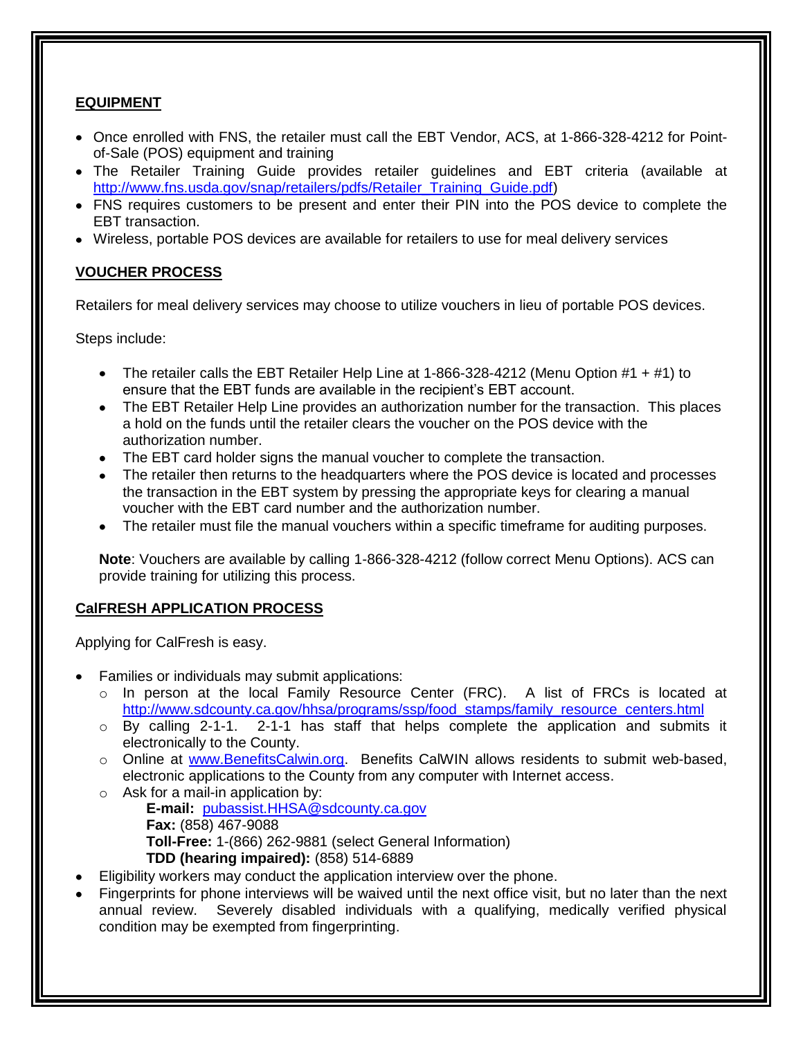## EQUIPMENT

- Once enrolled with FNS, the retailer must call the EBT Vendor, ACS, at 1-866-328-4212 for Point-of-Sale (POS) equipment and training
- The Retailer Training Guide provides retailer guidelines and EBT criteria (available at http://www.fns.usda.gov/snap/retailers/pdfs/Retailer_Training_Guide.pdf)
- FNS requires customers to be present and enter their PIN into the POS device to complete the EBT transaction.
- Wireless, portable POS devices are available for retailers to use for meal delivery services

## VOUCHER PROCESS

Retailers for meal delivery services may choose to utilize vouchers in lieu of portable POS devices.

Steps include:

- The retailer calls the EBT Retailer Help Line at 1-866-328-4212 (Menu Option #1 + #1) to ensure that the EBT funds are available in the recipient's EBT account.
- The EBT Retailer Help Line provides an authorization number for the transaction. This places a hold on the funds until the retailer clears the voucher on the POS device with the authorization number.
- The EBT card holder signs the manual voucher to complete the transaction.
- The retailer then returns to the headquarters where the POS device is located and processes the transaction in the EBT system by pressing the appropriate keys for clearing a manual voucher with the EBT card number and the authorization number.
- The retailer must file the manual vouchers within a specific timeframe for auditing purposes.

**Note**: Vouchers are available by calling 1-866-328-4212 (follow correct Menu Options). ACS can provide training for utilizing this process.

## CalFRESH APPLICATION PROCESS

Applying for CalFresh is easy.

- Families or individuals may submit applications:
  - In person at the local Family Resource Center (FRC). A list of FRCs is located at http://www.sdcounty.ca.gov/hhsa/programs/ssp/food_stamps/family_resource_centers.html
  - By calling 2-1-1. 2-1-1 has staff that helps complete the application and submits it electronically to the County.
  - Online at www.BenefitsCalwin.org. Benefits CalWIN allows residents to submit web-based, electronic applications to the County from any computer with Internet access.
  - Ask for a mail-in application by:
    **E-mail:** pubassist.HHSA@sdcounty.ca.gov
    **Fax:** (858) 467-9088
    **Toll-Free:** 1-(866) 262-9881 (select General Information)
    **TDD (hearing impaired):** (858) 514-6889
- Eligibility workers may conduct the application interview over the phone.
- Fingerprints for phone interviews will be waived until the next office visit, but no later than the next annual review. Severely disabled individuals with a qualifying, medically verified physical condition may be exempted from fingerprinting.